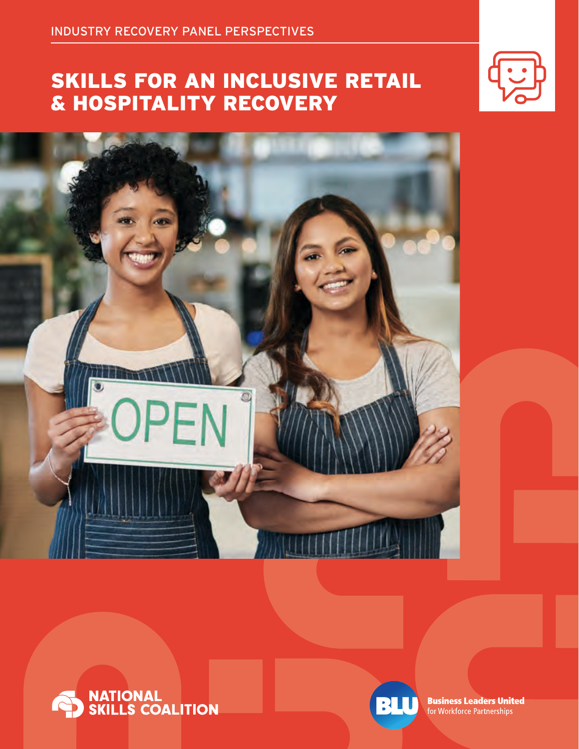INDUSTRY RECOVERY PANEL PERSPECTIVES

# SKILLS FOR AN INCLUSIVE RETAIL & HOSPITALITY RECOVERY

NATIONAL SKILLS COALITION

Business Leaders United for Workforce Partnerships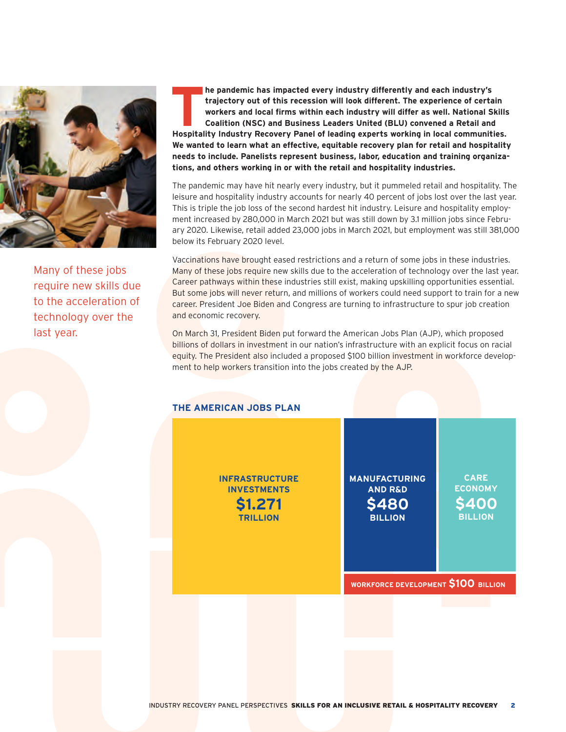**The pandemic has impacted every industry differently and each industry's trajectory out of this recession will look different. The experience of certain workers and local firms within each industry will differ as well. National Skills Coalition (NSC) and Business Leaders United (BLU) convened a Retail and Hospitality Industry Recovery Panel of leading experts working in local communities. We wanted to learn what an effective, equitable recovery plan for retail and hospitality needs to include. Panelists represent business, labor, education and training organizations, and others working in or with the retail and hospitality industries.**

The pandemic may have hit nearly every industry, but it pummeled retail and hospitality. The leisure and hospitality industry accounts for nearly 40 percent of jobs lost over the last year. This is triple the job loss of the second hardest hit industry. Leisure and hospitality employment increased by 280,000 in March 2021 but was still down by 3.1 million jobs since February 2020. Likewise, retail added 23,000 jobs in March 2021, but employment was still 381,000 below its February 2020 level.

Vaccinations have brought eased restrictions and a return of some jobs in these industries. Many of these jobs require new skills due to the acceleration of technology over the last year. Career pathways within these industries still exist, making upskilling opportunities essential. But some jobs will never return, and millions of workers could need support to train for a new career. President Joe Biden and Congress are turning to infrastructure to spur job creation and economic recovery.

Many of these jobs require new skills due to the acceleration of technology over the last year.

On March 31, President Biden put forward the American Jobs Plan (AJP), which proposed billions of dollars in investment in our nation's infrastructure with an explicit focus on racial equity. The President also included a proposed $100 billion investment in workforce development to help workers transition into the jobs created by the AJP.

### THE AMERICAN JOBS PLAN

| Category | Amount |
| --- | --- |
| Infrastructure Investments | $1.271 Trillion |
| Manufacturing and R&D | $480 Billion |
| Care Economy | $400 Billion |
| Workforce Development | $100 Billion |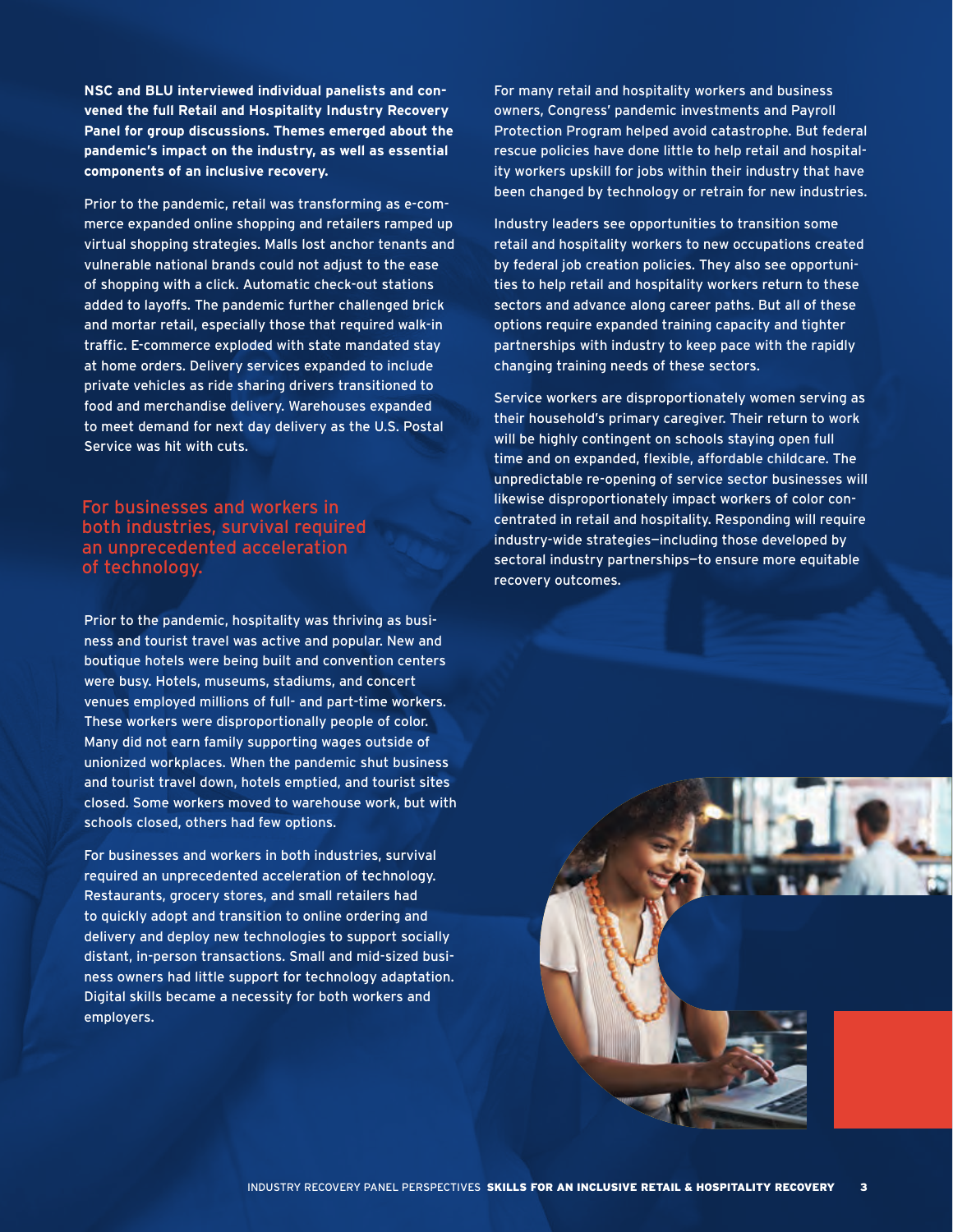**NSC and BLU interviewed individual panelists and convened the full Retail and Hospitality Industry Recovery Panel for group discussions. Themes emerged about the pandemic's impact on the industry, as well as essential components of an inclusive recovery.**

Prior to the pandemic, retail was transforming as e-commerce expanded online shopping and retailers ramped up virtual shopping strategies. Malls lost anchor tenants and vulnerable national brands could not adjust to the ease of shopping with a click. Automatic check-out stations added to layoffs. The pandemic further challenged brick and mortar retail, especially those that required walk-in traffic. E-commerce exploded with state mandated stay at home orders. Delivery services expanded to include private vehicles as ride sharing drivers transitioned to food and merchandise delivery. Warehouses expanded to meet demand for next day delivery as the U.S. Postal Service was hit with cuts.

> For businesses and workers in both industries, survival required an unprecedented acceleration of technology.

Prior to the pandemic, hospitality was thriving as business and tourist travel was active and popular. New and boutique hotels were being built and convention centers were busy. Hotels, museums, stadiums, and concert venues employed millions of full- and part-time workers. These workers were disproportionally people of color. Many did not earn family supporting wages outside of unionized workplaces. When the pandemic shut business and tourist travel down, hotels emptied, and tourist sites closed. Some workers moved to warehouse work, but with schools closed, others had few options.

For businesses and workers in both industries, survival required an unprecedented acceleration of technology. Restaurants, grocery stores, and small retailers had to quickly adopt and transition to online ordering and delivery and deploy new technologies to support socially distant, in-person transactions. Small and mid-sized business owners had little support for technology adaptation. Digital skills became a necessity for both workers and employers.

For many retail and hospitality workers and business owners, Congress' pandemic investments and Payroll Protection Program helped avoid catastrophe. But federal rescue policies have done little to help retail and hospitality workers upskill for jobs within their industry that have been changed by technology or retrain for new industries.

Industry leaders see opportunities to transition some retail and hospitality workers to new occupations created by federal job creation policies. They also see opportunities to help retail and hospitality workers return to these sectors and advance along career paths. But all of these options require expanded training capacity and tighter partnerships with industry to keep pace with the rapidly changing training needs of these sectors.

Service workers are disproportionately women serving as their household's primary caregiver. Their return to work will be highly contingent on schools staying open full time and on expanded, flexible, affordable childcare. The unpredictable re-opening of service sector businesses will likewise disproportionately impact workers of color concentrated in retail and hospitality. Responding will require industry-wide strategies—including those developed by sectoral industry partnerships—to ensure more equitable recovery outcomes.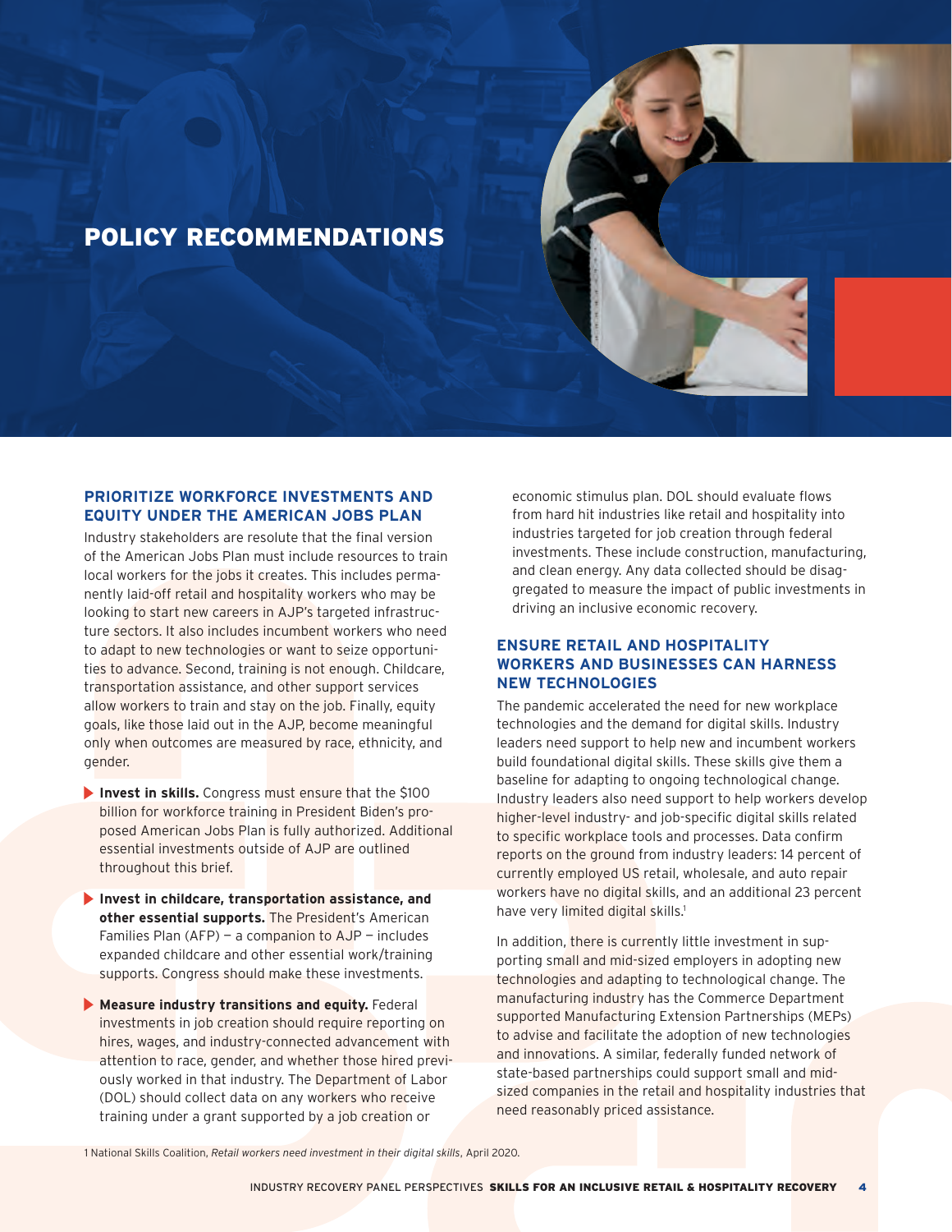# POLICY RECOMMENDATIONS

## PRIORITIZE WORKFORCE INVESTMENTS AND EQUITY UNDER THE AMERICAN JOBS PLAN

Industry stakeholders are resolute that the final version of the American Jobs Plan must include resources to train local workers for the jobs it creates. This includes permanently laid-off retail and hospitality workers who may be looking to start new careers in AJP's targeted infrastructure sectors. It also includes incumbent workers who need to adapt to new technologies or want to seize opportunities to advance. Second, training is not enough. Childcare, transportation assistance, and other support services allow workers to train and stay on the job. Finally, equity goals, like those laid out in the AJP, become meaningful only when outcomes are measured by race, ethnicity, and gender.

- **Invest in skills.** Congress must ensure that the $100 billion for workforce training in President Biden's proposed American Jobs Plan is fully authorized. Additional essential investments outside of AJP are outlined throughout this brief.
- **Invest in childcare, transportation assistance, and other essential supports.** The President's American Families Plan (AFP) — a companion to AJP — includes expanded childcare and other essential work/training supports. Congress should make these investments.
- **Measure industry transitions and equity.** Federal investments in job creation should require reporting on hires, wages, and industry-connected advancement with attention to race, gender, and whether those hired previously worked in that industry. The Department of Labor (DOL) should collect data on any workers who receive training under a grant supported by a job creation or economic stimulus plan. DOL should evaluate flows from hard hit industries like retail and hospitality into industries targeted for job creation through federal investments. These include construction, manufacturing, and clean energy. Any data collected should be disaggregated to measure the impact of public investments in driving an inclusive economic recovery.

## ENSURE RETAIL AND HOSPITALITY WORKERS AND BUSINESSES CAN HARNESS NEW TECHNOLOGIES

The pandemic accelerated the need for new workplace technologies and the demand for digital skills. Industry leaders need support to help new and incumbent workers build foundational digital skills. These skills give them a baseline for adapting to ongoing technological change. Industry leaders also need support to help workers develop higher-level industry- and job-specific digital skills related to specific workplace tools and processes. Data confirm reports on the ground from industry leaders: 14 percent of currently employed US retail, wholesale, and auto repair workers have no digital skills, and an additional 23 percent have very limited digital skills.[1]

In addition, there is currently little investment in supporting small and mid-sized employers in adopting new technologies and adapting to technological change. The manufacturing industry has the Commerce Department supported Manufacturing Extension Partnerships (MEPs) to advise and facilitate the adoption of new technologies and innovations. A similar, federally funded network of state-based partnerships could support small and mid-sized companies in the retail and hospitality industries that need reasonably priced assistance.

1 National Skills Coalition, *Retail workers need investment in their digital skills*, April 2020.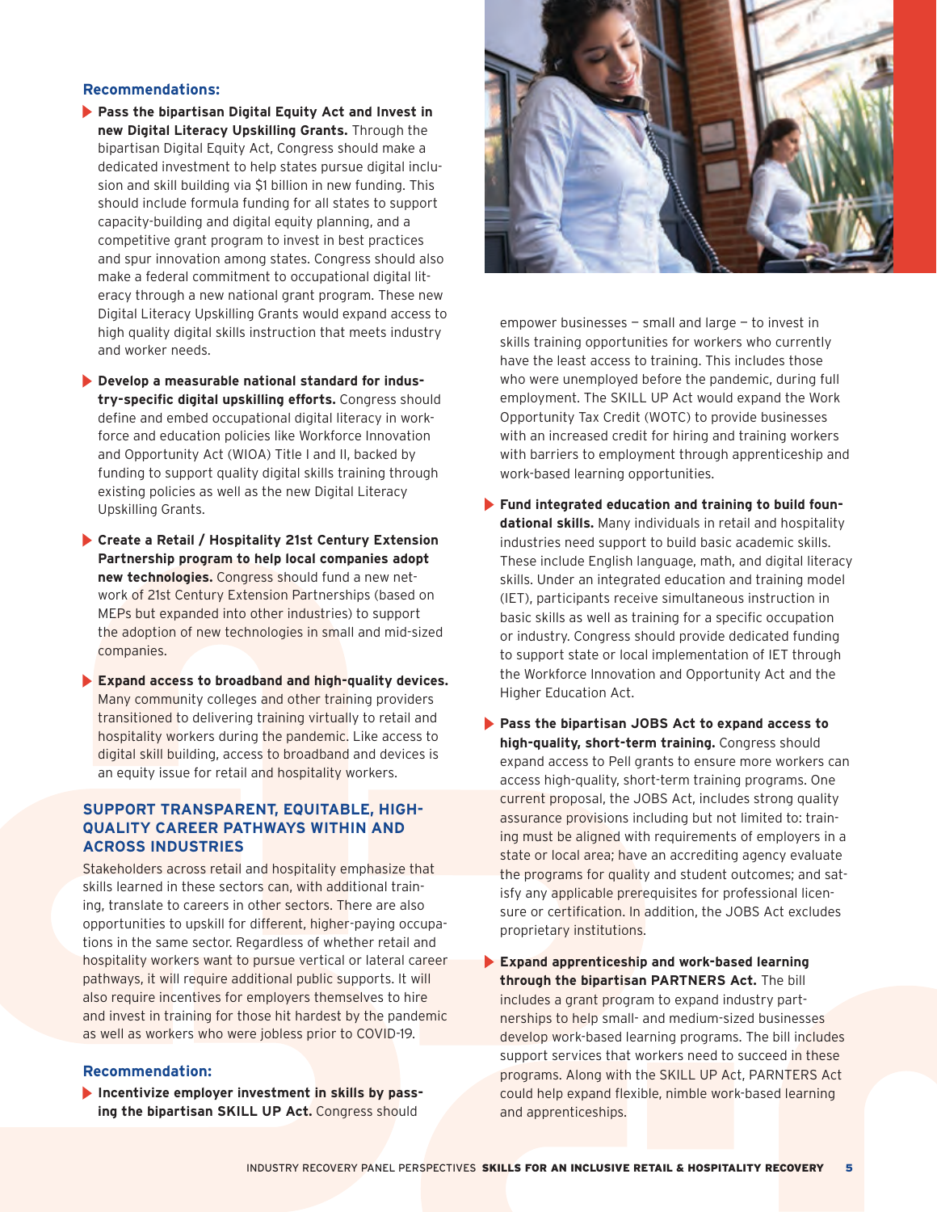### Recommendations:

- **Pass the bipartisan Digital Equity Act and Invest in new Digital Literacy Upskilling Grants.** Through the bipartisan Digital Equity Act, Congress should make a dedicated investment to help states pursue digital inclusion and skill building via $1 billion in new funding. This should include formula funding for all states to support capacity-building and digital equity planning, and a competitive grant program to invest in best practices and spur innovation among states. Congress should also make a federal commitment to occupational digital literacy through a new national grant program. These new Digital Literacy Upskilling Grants would expand access to high quality digital skills instruction that meets industry and worker needs.

- **Develop a measurable national standard for industry-specific digital upskilling efforts.** Congress should define and embed occupational digital literacy in workforce and education policies like Workforce Innovation and Opportunity Act (WIOA) Title I and II, backed by funding to support quality digital skills training through existing policies as well as the new Digital Literacy Upskilling Grants.

- **Create a Retail / Hospitality 21st Century Extension Partnership program to help local companies adopt new technologies.** Congress should fund a new network of 21st Century Extension Partnerships (based on MEPs but expanded into other industries) to support the adoption of new technologies in small and mid-sized companies.

- **Expand access to broadband and high-quality devices.** Many community colleges and other training providers transitioned to delivering training virtually to retail and hospitality workers during the pandemic. Like access to digital skill building, access to broadband and devices is an equity issue for retail and hospitality workers.

## SUPPORT TRANSPARENT, EQUITABLE, HIGH-QUALITY CAREER PATHWAYS WITHIN AND ACROSS INDUSTRIES

Stakeholders across retail and hospitality emphasize that skills learned in these sectors can, with additional training, translate to careers in other sectors. There are also opportunities to upskill for different, higher-paying occupations in the same sector. Regardless of whether retail and hospitality workers want to pursue vertical or lateral career pathways, it will require additional public supports. It will also require incentives for employers themselves to hire and invest in training for those hit hardest by the pandemic as well as workers who were jobless prior to COVID-19.

### Recommendation:

- **Incentivize employer investment in skills by passing the bipartisan SKILL UP Act.** Congress should empower businesses — small and large — to invest in skills training opportunities for workers who currently have the least access to training. This includes those who were unemployed before the pandemic, during full employment. The SKILL UP Act would expand the Work Opportunity Tax Credit (WOTC) to provide businesses with an increased credit for hiring and training workers with barriers to employment through apprenticeship and work-based learning opportunities.

- **Fund integrated education and training to build foundational skills.** Many individuals in retail and hospitality industries need support to build basic academic skills. These include English language, math, and digital literacy skills. Under an integrated education and training model (IET), participants receive simultaneous instruction in basic skills as well as training for a specific occupation or industry. Congress should provide dedicated funding to support state or local implementation of IET through the Workforce Innovation and Opportunity Act and the Higher Education Act.

- **Pass the bipartisan JOBS Act to expand access to high-quality, short-term training.** Congress should expand access to Pell grants to ensure more workers can access high-quality, short-term training programs. One current proposal, the JOBS Act, includes strong quality assurance provisions including but not limited to: training must be aligned with requirements of employers in a state or local area; have an accrediting agency evaluate the programs for quality and student outcomes; and satisfy any applicable prerequisites for professional licensure or certification. In addition, the JOBS Act excludes proprietary institutions.

- **Expand apprenticeship and work-based learning through the bipartisan PARTNERS Act.** The bill includes a grant program to expand industry partnerships to help small- and medium-sized businesses develop work-based learning programs. The bill includes support services that workers need to succeed in these programs. Along with the SKILL UP Act, PARNTERS Act could help expand flexible, nimble work-based learning and apprenticeships.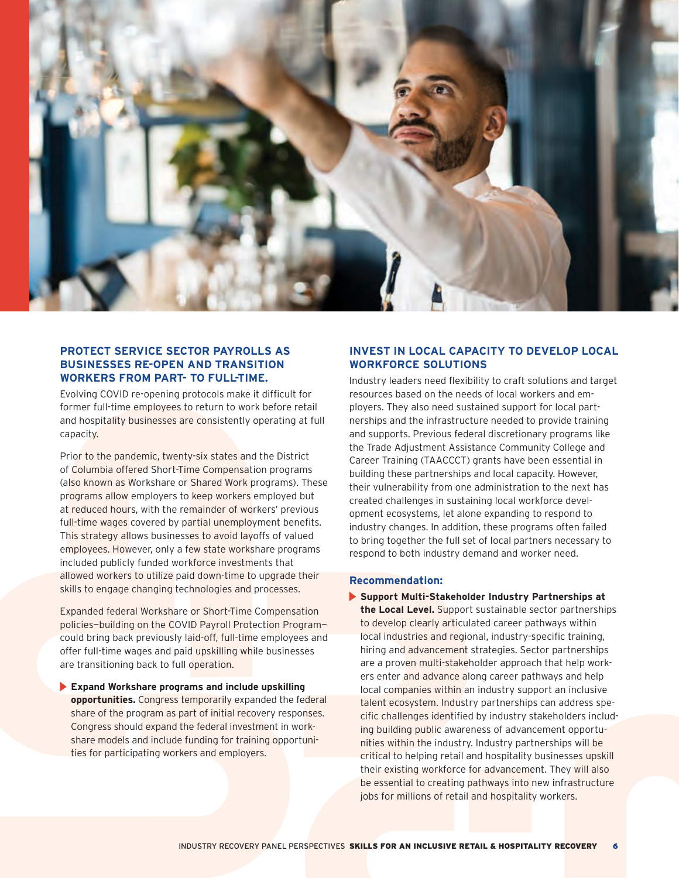## PROTECT SERVICE SECTOR PAYROLLS AS BUSINESSES RE-OPEN AND TRANSITION WORKERS FROM PART- TO FULL-TIME.

Evolving COVID re-opening protocols make it difficult for former full-time employees to return to work before retail and hospitality businesses are consistently operating at full capacity.

Prior to the pandemic, twenty-six states and the District of Columbia offered Short-Time Compensation programs (also known as Workshare or Shared Work programs). These programs allow employers to keep workers employed but at reduced hours, with the remainder of workers' previous full-time wages covered by partial unemployment benefits. This strategy allows businesses to avoid layoffs of valued employees. However, only a few state workshare programs included publicly funded workforce investments that allowed workers to utilize paid down-time to upgrade their skills to engage changing technologies and processes.

Expanded federal Workshare or Short-Time Compensation policies—building on the COVID Payroll Protection Program—could bring back previously laid-off, full-time employees and offer full-time wages and paid upskilling while businesses are transitioning back to full operation.

- **Expand Workshare programs and include upskilling opportunities.** Congress temporarily expanded the federal share of the program as part of initial recovery responses. Congress should expand the federal investment in workshare models and include funding for training opportunities for participating workers and employers.

## INVEST IN LOCAL CAPACITY TO DEVELOP LOCAL WORKFORCE SOLUTIONS

Industry leaders need flexibility to craft solutions and target resources based on the needs of local workers and employers. They also need sustained support for local partnerships and the infrastructure needed to provide training and supports. Previous federal discretionary programs like the Trade Adjustment Assistance Community College and Career Training (TAACCCT) grants have been essential in building these partnerships and local capacity. However, their vulnerability from one administration to the next has created challenges in sustaining local workforce development ecosystems, let alone expanding to respond to industry changes. In addition, these programs often failed to bring together the full set of local partners necessary to respond to both industry demand and worker need.

### Recommendation:

- **Support Multi-Stakeholder Industry Partnerships at the Local Level.** Support sustainable sector partnerships to develop clearly articulated career pathways within local industries and regional, industry-specific training, hiring and advancement strategies. Sector partnerships are a proven multi-stakeholder approach that help workers enter and advance along career pathways and help local companies within an industry support an inclusive talent ecosystem. Industry partnerships can address specific challenges identified by industry stakeholders including building public awareness of advancement opportunities within the industry. Industry partnerships will be critical to helping retail and hospitality businesses upskill their existing workforce for advancement. They will also be essential to creating pathways into new infrastructure jobs for millions of retail and hospitality workers.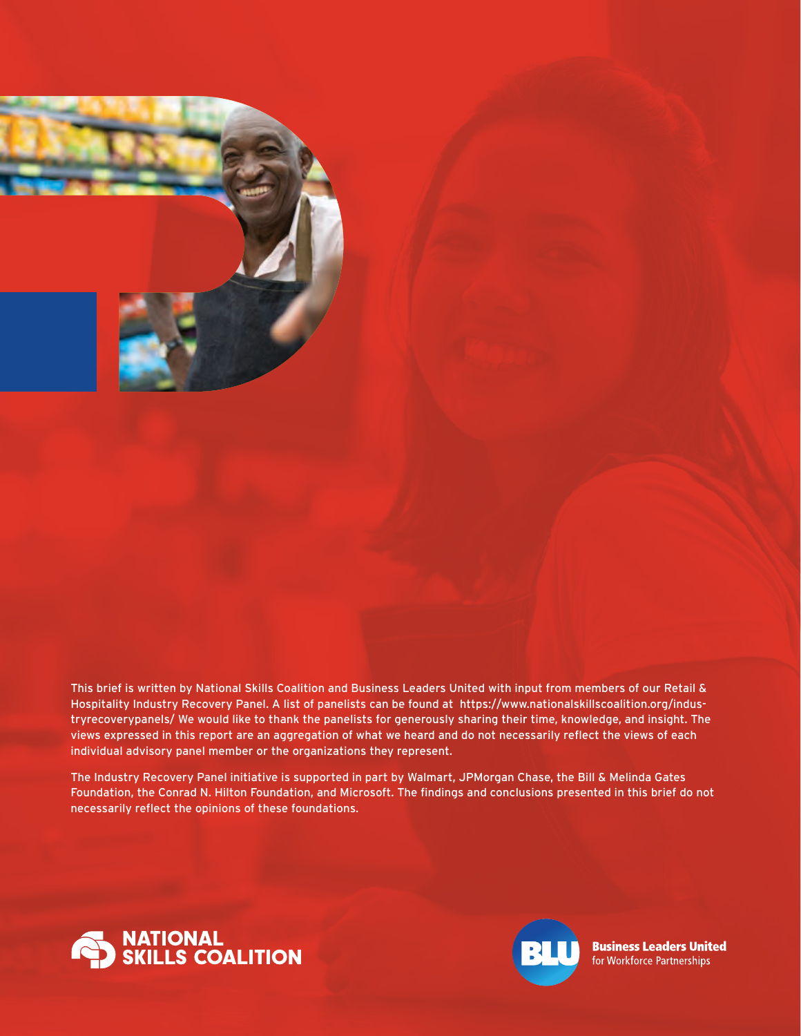This brief is written by National Skills Coalition and Business Leaders United with input from members of our Retail & Hospitality Industry Recovery Panel. A list of panelists can be found at https://www.nationalskillscoalition.org/industryrecoverypanels/ We would like to thank the panelists for generously sharing their time, knowledge, and insight. The views expressed in this report are an aggregation of what we heard and do not necessarily reflect the views of each individual advisory panel member or the organizations they represent.

The Industry Recovery Panel initiative is supported in part by Walmart, JPMorgan Chase, the Bill & Melinda Gates Foundation, the Conrad N. Hilton Foundation, and Microsoft. The findings and conclusions presented in this brief do not necessarily reflect the opinions of these foundations.

NATIONAL SKILLS COALITION

BLU Business Leaders United for Workforce Partnerships